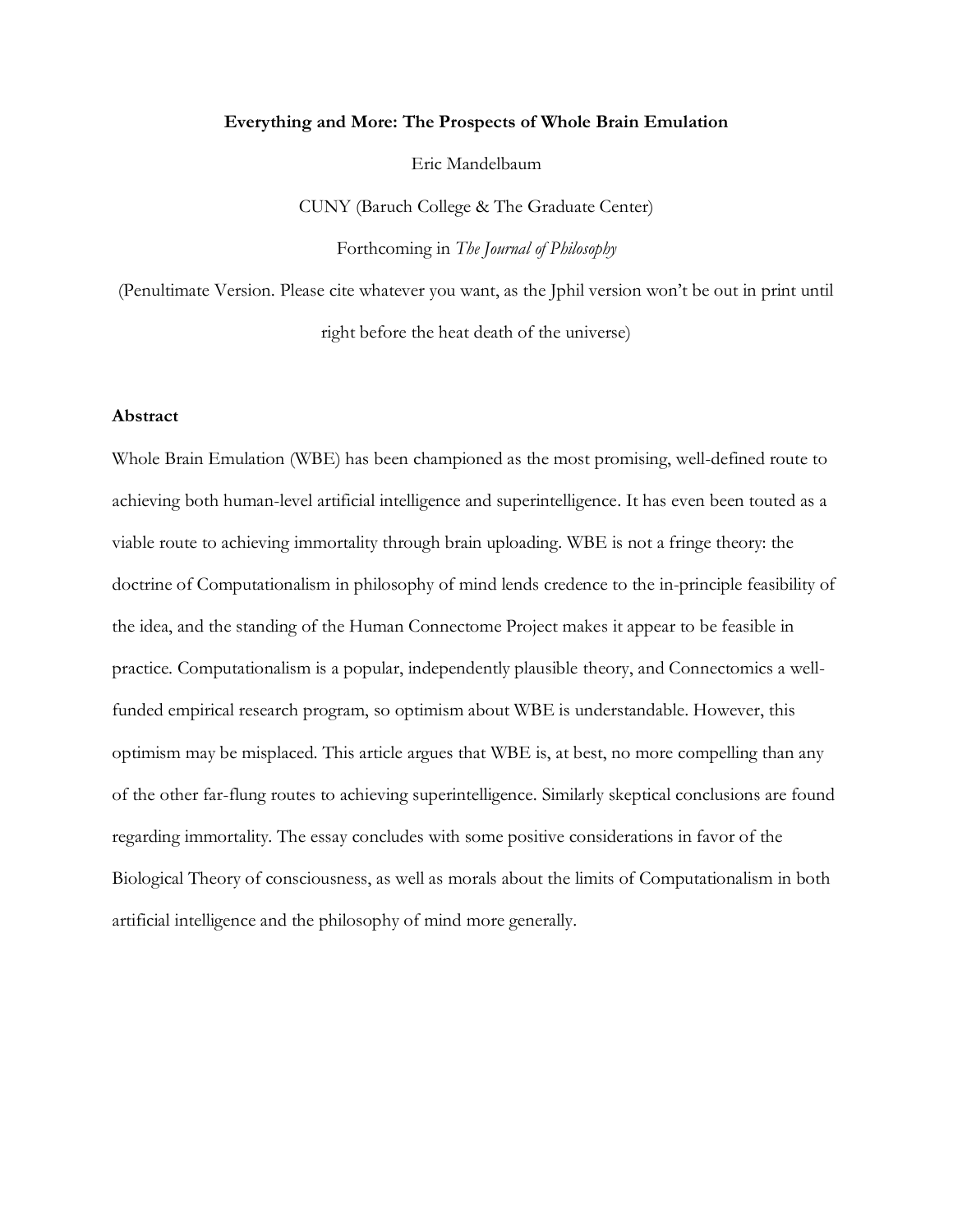# Everything and More: The Prospects of Whole Brain Emulation

Eric Mandelbaum

CUNY (Baruch College & The Graduate Center)

Forthcoming in *The Journal of Philosophy*

(Penultimate Version. Please cite whatever you want, as the Jphil version won't be out in print until right before the heat death of the universe)

## Abstract

Whole Brain Emulation (WBE) has been championed as the most promising, well-defined route to achieving both human-level artificial intelligence and superintelligence. It has even been touted as a viable route to achieving immortality through brain uploading. WBE is not a fringe theory: the doctrine of Computationalism in philosophy of mind lends credence to the in-principle feasibility of the idea, and the standing of the Human Connectome Project makes it appear to be feasible in practice. Computationalism is a popular, independently plausible theory, and Connectomics a well-funded empirical research program, so optimism about WBE is understandable. However, this optimism may be misplaced. This article argues that WBE is, at best, no more compelling than any of the other far-flung routes to achieving superintelligence. Similarly skeptical conclusions are found regarding immortality. The essay concludes with some positive considerations in favor of the Biological Theory of consciousness, as well as morals about the limits of Computationalism in both artificial intelligence and the philosophy of mind more generally.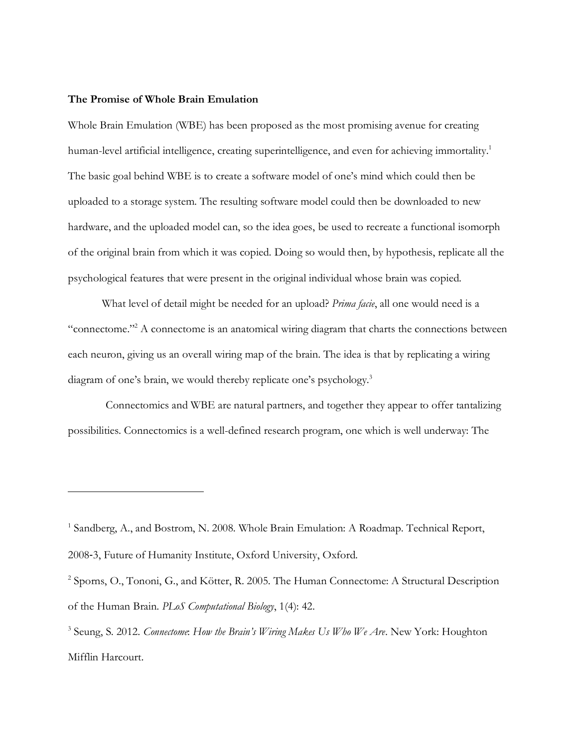**The Promise of Whole Brain Emulation**

Whole Brain Emulation (WBE) has been proposed as the most promising avenue for creating human-level artificial intelligence, creating superintelligence, and even for achieving immortality.[1] The basic goal behind WBE is to create a software model of one's mind which could then be uploaded to a storage system. The resulting software model could then be downloaded to new hardware, and the uploaded model can, so the idea goes, be used to recreate a functional isomorph of the original brain from which it was copied. Doing so would then, by hypothesis, replicate all the psychological features that were present in the original individual whose brain was copied.

What level of detail might be needed for an upload? *Prima facie*, all one would need is a "connectome."[2] A connectome is an anatomical wiring diagram that charts the connections between each neuron, giving us an overall wiring map of the brain. The idea is that by replicating a wiring diagram of one's brain, we would thereby replicate one's psychology.[3]

Connectomics and WBE are natural partners, and together they appear to offer tantalizing possibilities. Connectomics is a well-defined research program, one which is well underway: The

---

[1] Sandberg, A., and Bostrom, N. 2008. Whole Brain Emulation: A Roadmap. Technical Report, 2008-3, Future of Humanity Institute, Oxford University, Oxford.

[2] Sporns, O., Tononi, G., and Kötter, R. 2005. The Human Connectome: A Structural Description of the Human Brain. *PLoS Computational Biology*, 1(4): 42.

[3] Seung, S. 2012. *Connectome*: *How the Brain's Wiring Makes Us Who We Are*. New York: Houghton Mifflin Harcourt.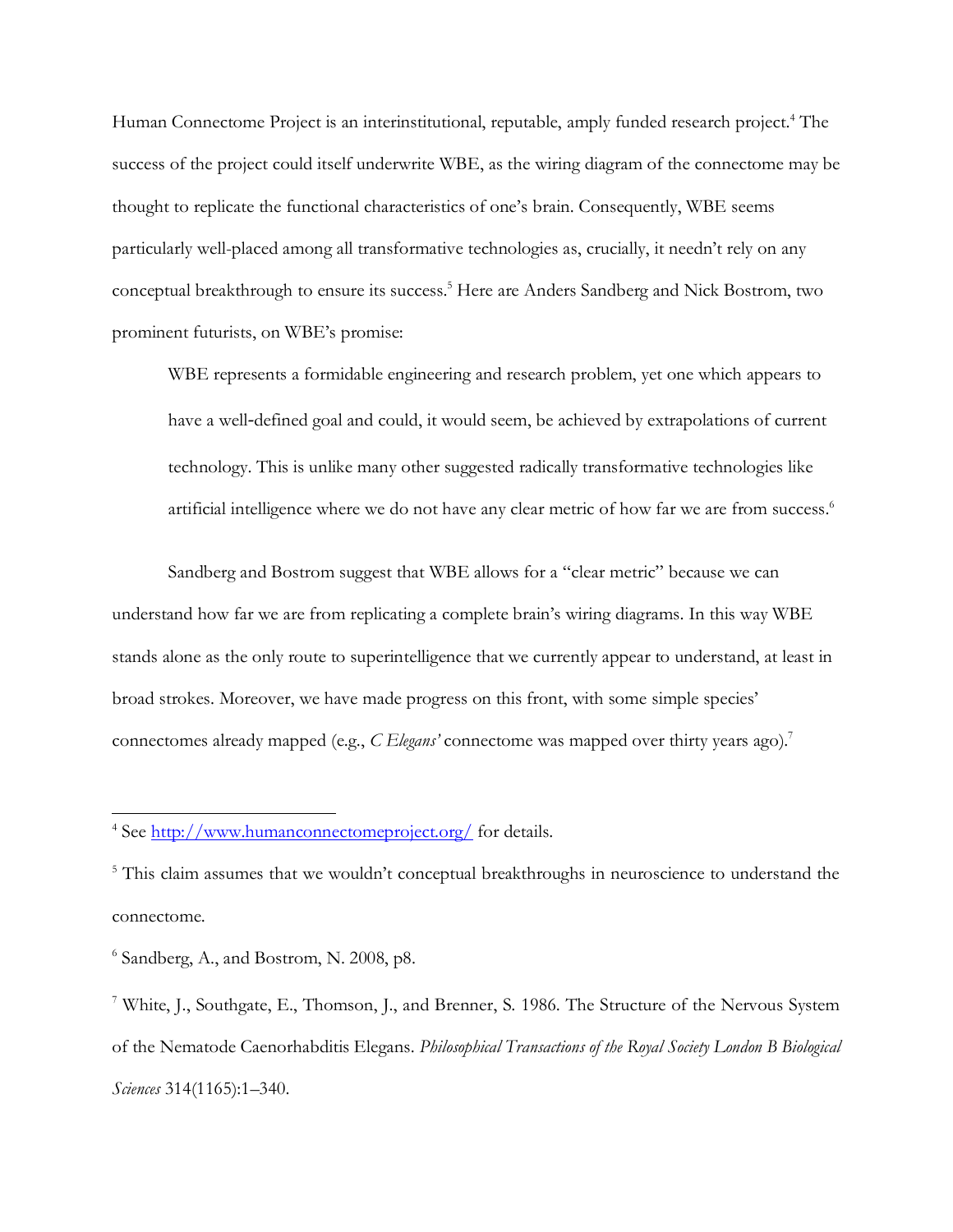Human Connectome Project is an interinstitutional, reputable, amply funded research project.[4] The success of the project could itself underwrite WBE, as the wiring diagram of the connectome may be thought to replicate the functional characteristics of one's brain. Consequently, WBE seems particularly well-placed among all transformative technologies as, crucially, it needn't rely on any conceptual breakthrough to ensure its success.[5] Here are Anders Sandberg and Nick Bostrom, two prominent futurists, on WBE's promise:

> WBE represents a formidable engineering and research problem, yet one which appears to have a well-defined goal and could, it would seem, be achieved by extrapolations of current technology. This is unlike many other suggested radically transformative technologies like artificial intelligence where we do not have any clear metric of how far we are from success.[6]

Sandberg and Bostrom suggest that WBE allows for a "clear metric" because we can understand how far we are from replicating a complete brain's wiring diagrams. In this way WBE stands alone as the only route to superintelligence that we currently appear to understand, at least in broad strokes. Moreover, we have made progress on this front, with some simple species' connectomes already mapped (e.g., *C Elegans'* connectome was mapped over thirty years ago).[7]

---

[4] See http://www.humanconnectomeproject.org/ for details.

[5] This claim assumes that we wouldn't conceptual breakthroughs in neuroscience to understand the connectome.

[6] Sandberg, A., and Bostrom, N. 2008, p8.

[7] White, J., Southgate, E., Thomson, J., and Brenner, S. 1986. The Structure of the Nervous System of the Nematode Caenorhabditis Elegans. *Philosophical Transactions of the Royal Society London B Biological Sciences* 314(1165):1–340.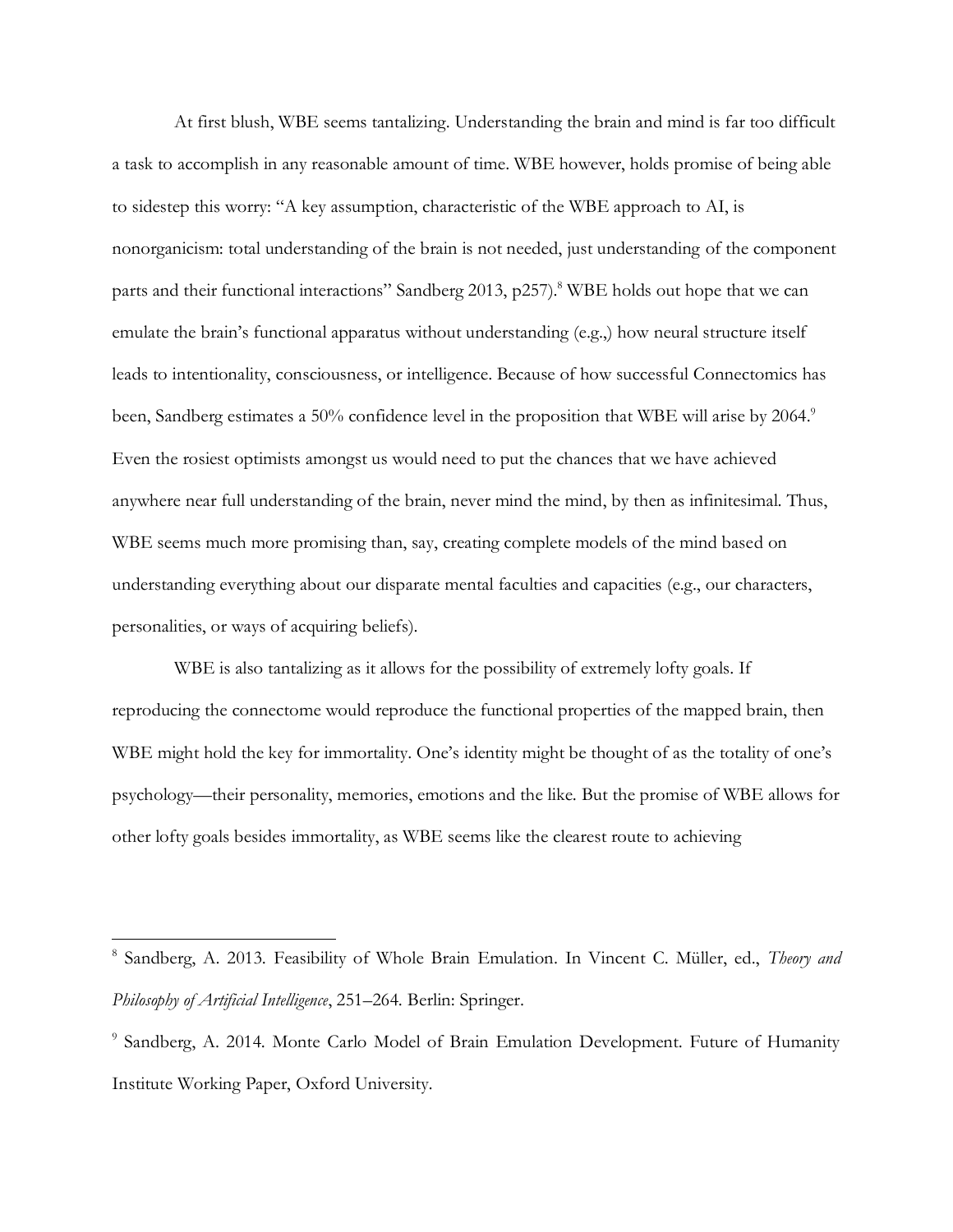At first blush, WBE seems tantalizing. Understanding the brain and mind is far too difficult a task to accomplish in any reasonable amount of time. WBE however, holds promise of being able to sidestep this worry: "A key assumption, characteristic of the WBE approach to AI, is nonorganicism: total understanding of the brain is not needed, just understanding of the component parts and their functional interactions" Sandberg 2013, p257).[8] WBE holds out hope that we can emulate the brain's functional apparatus without understanding (e.g.,) how neural structure itself leads to intentionality, consciousness, or intelligence. Because of how successful Connectomics has been, Sandberg estimates a 50% confidence level in the proposition that WBE will arise by 2064.[9] Even the rosiest optimists amongst us would need to put the chances that we have achieved anywhere near full understanding of the brain, never mind the mind, by then as infinitesimal. Thus, WBE seems much more promising than, say, creating complete models of the mind based on understanding everything about our disparate mental faculties and capacities (e.g., our characters, personalities, or ways of acquiring beliefs).

WBE is also tantalizing as it allows for the possibility of extremely lofty goals. If reproducing the connectome would reproduce the functional properties of the mapped brain, then WBE might hold the key for immortality. One's identity might be thought of as the totality of one's psychology—their personality, memories, emotions and the like. But the promise of WBE allows for other lofty goals besides immortality, as WBE seems like the clearest route to achieving

---

[8] Sandberg, A. 2013. Feasibility of Whole Brain Emulation. In Vincent C. Müller, ed., *Theory and Philosophy of Artificial Intelligence*, 251–264. Berlin: Springer.

[9] Sandberg, A. 2014. Monte Carlo Model of Brain Emulation Development. Future of Humanity Institute Working Paper, Oxford University.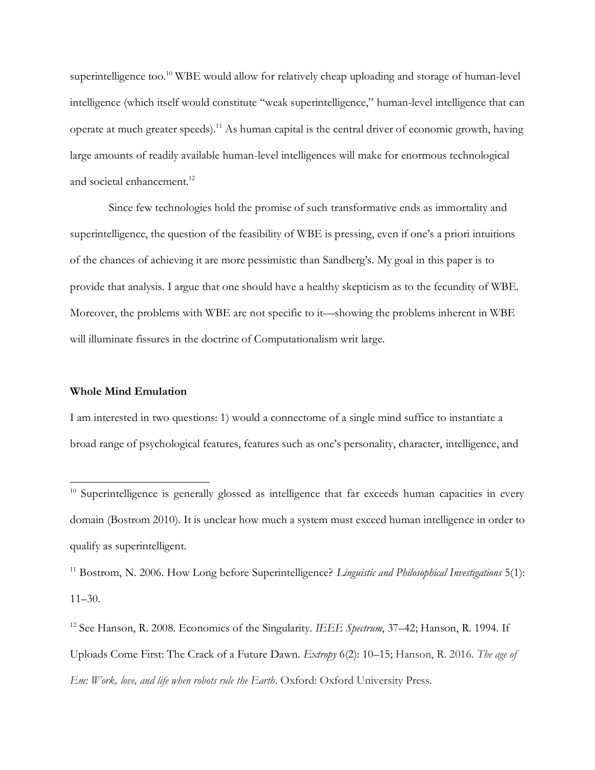superintelligence too.[10] WBE would allow for relatively cheap uploading and storage of human-level intelligence (which itself would constitute "weak superintelligence," human-level intelligence that can operate at much greater speeds).[11] As human capital is the central driver of economic growth, having large amounts of readily available human-level intelligences will make for enormous technological and societal enhancement.[12]

Since few technologies hold the promise of such transformative ends as immortality and superintelligence, the question of the feasibility of WBE is pressing, even if one's a priori intuitions of the chances of achieving it are more pessimistic than Sandberg's. My goal in this paper is to provide that analysis. I argue that one should have a healthy skepticism as to the fecundity of WBE. Moreover, the problems with WBE are not specific to it—showing the problems inherent in WBE will illuminate fissures in the doctrine of Computationalism writ large.

**Whole Mind Emulation**

I am interested in two questions: 1) would a connectome of a single mind suffice to instantiate a broad range of psychological features, features such as one's personality, character, intelligence, and

---

[10] Superintelligence is generally glossed as intelligence that far exceeds human capacities in every domain (Bostrom 2010). It is unclear how much a system must exceed human intelligence in order to qualify as superintelligent.

[11] Bostrom, N. 2006. How Long before Superintelligence? *Linguistic and Philosophical Investigations* 5(1): 11–30.

[12] See Hanson, R. 2008. Economics of the Singularity. *IEEE Spectrum*, 37–42; Hanson, R. 1994. If Uploads Come First: The Crack of a Future Dawn. *Extropy* 6(2): 10–15; Hanson, R. 2016. *The age of Em: Work, love, and life when robots rule the Earth*. Oxford: Oxford University Press.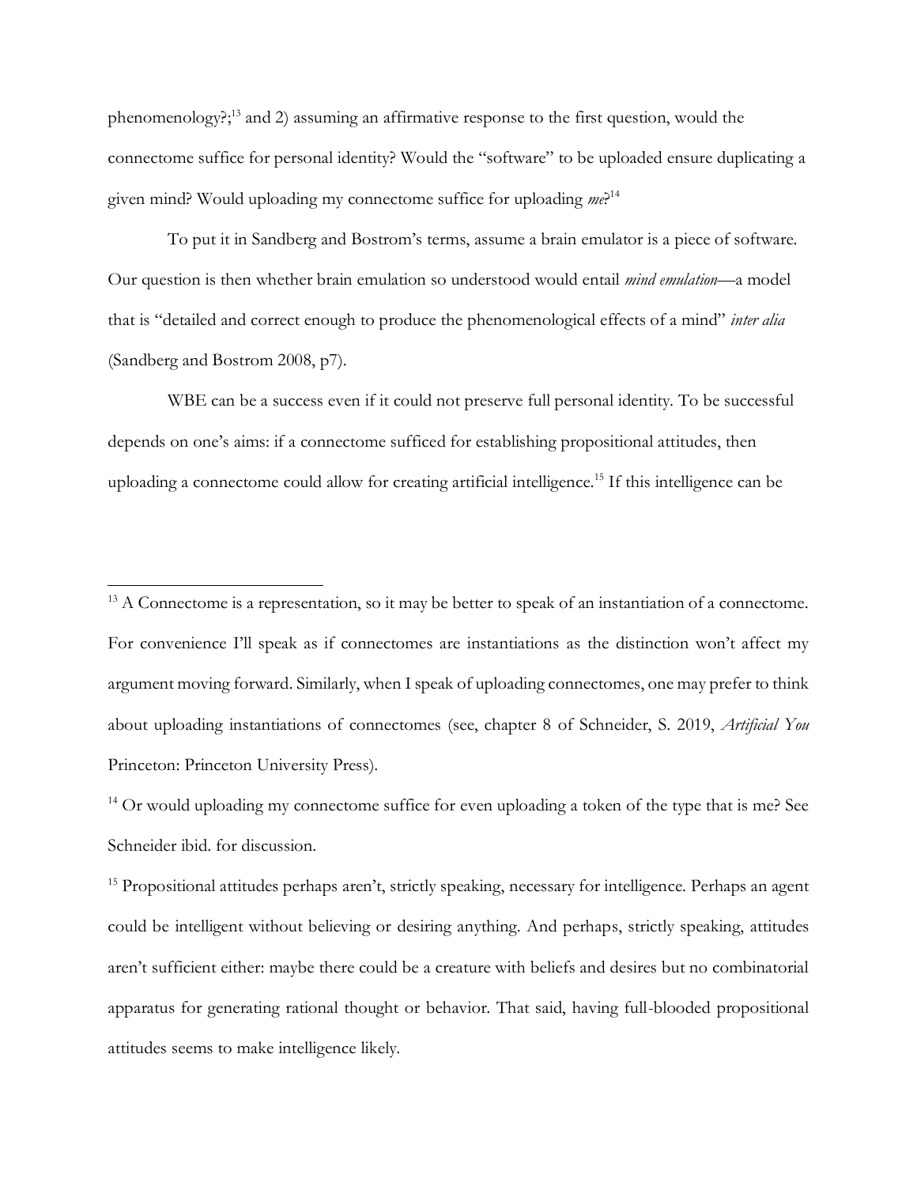phenomenology?;[13] and 2) assuming an affirmative response to the first question, would the connectome suffice for personal identity? Would the "software" to be uploaded ensure duplicating a given mind? Would uploading my connectome suffice for uploading *me*?[14]

To put it in Sandberg and Bostrom's terms, assume a brain emulator is a piece of software. Our question is then whether brain emulation so understood would entail *mind emulation*—a model that is "detailed and correct enough to produce the phenomenological effects of a mind" *inter alia* (Sandberg and Bostrom 2008, p7).

WBE can be a success even if it could not preserve full personal identity. To be successful depends on one's aims: if a connectome sufficed for establishing propositional attitudes, then uploading a connectome could allow for creating artificial intelligence.[15] If this intelligence can be

---

[13] A Connectome is a representation, so it may be better to speak of an instantiation of a connectome. For convenience I'll speak as if connectomes are instantiations as the distinction won't affect my argument moving forward. Similarly, when I speak of uploading connectomes, one may prefer to think about uploading instantiations of connectomes (see, chapter 8 of Schneider, S. 2019, *Artificial You* Princeton: Princeton University Press).

[14] Or would uploading my connectome suffice for even uploading a token of the type that is me? See Schneider ibid. for discussion.

[15] Propositional attitudes perhaps aren't, strictly speaking, necessary for intelligence. Perhaps an agent could be intelligent without believing or desiring anything. And perhaps, strictly speaking, attitudes aren't sufficient either: maybe there could be a creature with beliefs and desires but no combinatorial apparatus for generating rational thought or behavior. That said, having full-blooded propositional attitudes seems to make intelligence likely.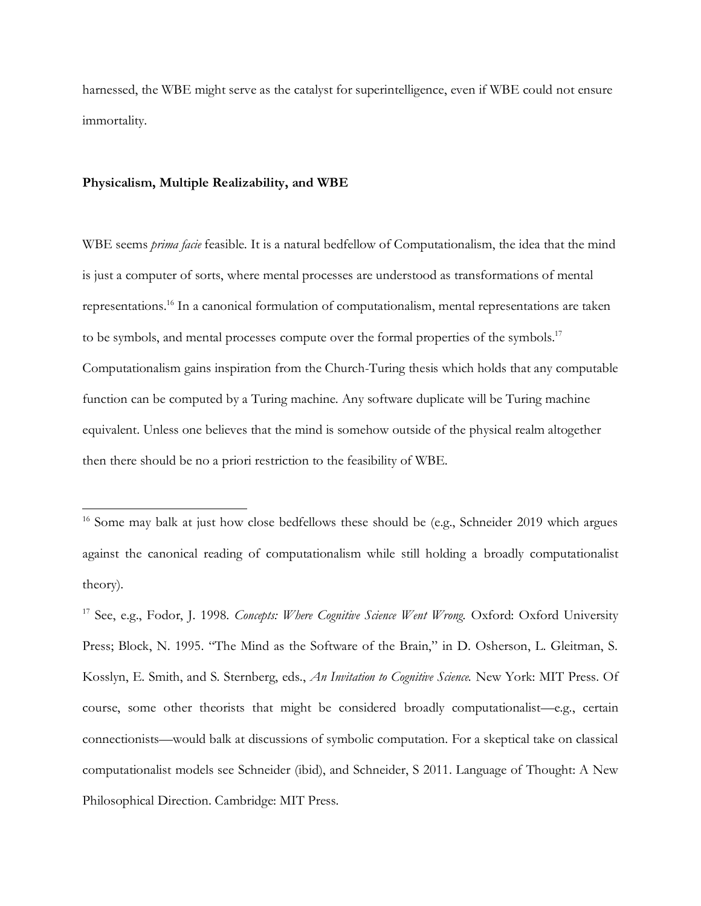harnessed, the WBE might serve as the catalyst for superintelligence, even if WBE could not ensure immortality.

**Physicalism, Multiple Realizability, and WBE**

WBE seems *prima facie* feasible. It is a natural bedfellow of Computationalism, the idea that the mind is just a computer of sorts, where mental processes are understood as transformations of mental representations.[16] In a canonical formulation of computationalism, mental representations are taken to be symbols, and mental processes compute over the formal properties of the symbols.[17] Computationalism gains inspiration from the Church-Turing thesis which holds that any computable function can be computed by a Turing machine. Any software duplicate will be Turing machine equivalent. Unless one believes that the mind is somehow outside of the physical realm altogether then there should be no a priori restriction to the feasibility of WBE.

---

[16] Some may balk at just how close bedfellows these should be (e.g., Schneider 2019 which argues against the canonical reading of computationalism while still holding a broadly computationalist theory).

[17] See, e.g., Fodor, J. 1998. *Concepts: Where Cognitive Science Went Wrong.* Oxford: Oxford University Press; Block, N. 1995. "The Mind as the Software of the Brain," in D. Osherson, L. Gleitman, S. Kosslyn, E. Smith, and S. Sternberg, eds., *An Invitation to Cognitive Science.* New York: MIT Press. Of course, some other theorists that might be considered broadly computationalist—e.g., certain connectionists—would balk at discussions of symbolic computation. For a skeptical take on classical computationalist models see Schneider (ibid), and Schneider, S 2011. Language of Thought: A New Philosophical Direction. Cambridge: MIT Press.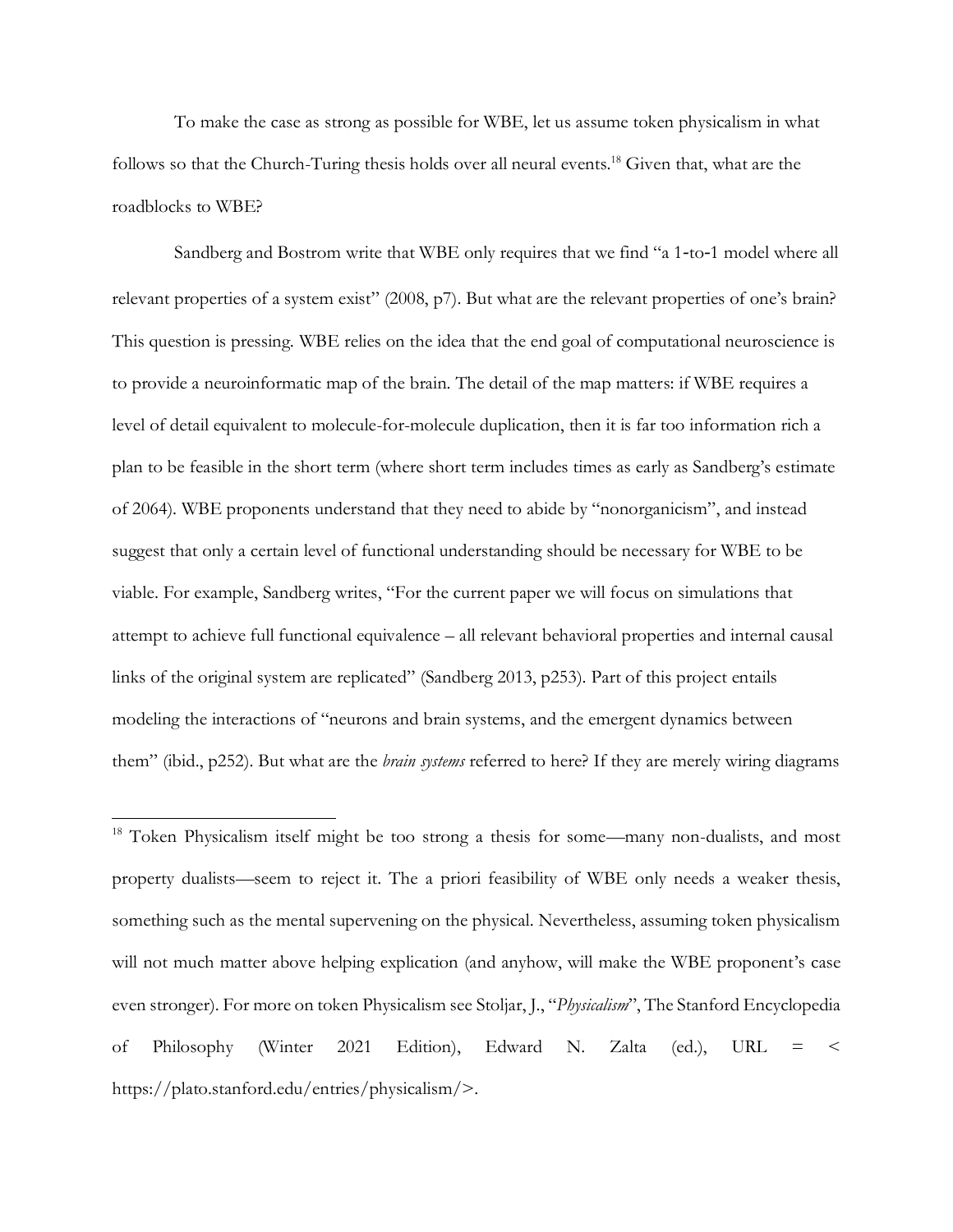To make the case as strong as possible for WBE, let us assume token physicalism in what follows so that the Church-Turing thesis holds over all neural events.[18] Given that, what are the roadblocks to WBE?

Sandberg and Bostrom write that WBE only requires that we find "a 1-to-1 model where all relevant properties of a system exist" (2008, p7). But what are the relevant properties of one's brain? This question is pressing. WBE relies on the idea that the end goal of computational neuroscience is to provide a neuroinformatic map of the brain. The detail of the map matters: if WBE requires a level of detail equivalent to molecule-for-molecule duplication, then it is far too information rich a plan to be feasible in the short term (where short term includes times as early as Sandberg's estimate of 2064). WBE proponents understand that they need to abide by "nonorganicism", and instead suggest that only a certain level of functional understanding should be necessary for WBE to be viable. For example, Sandberg writes, "For the current paper we will focus on simulations that attempt to achieve full functional equivalence – all relevant behavioral properties and internal causal links of the original system are replicated" (Sandberg 2013, p253). Part of this project entails modeling the interactions of "neurons and brain systems, and the emergent dynamics between them" (ibid., p252). But what are the *brain systems* referred to here? If they are merely wiring diagrams

[18] Token Physicalism itself might be too strong a thesis for some—many non-dualists, and most property dualists—seem to reject it. The a priori feasibility of WBE only needs a weaker thesis, something such as the mental supervening on the physical. Nevertheless, assuming token physicalism will not much matter above helping explication (and anyhow, will make the WBE proponent's case even stronger). For more on token Physicalism see Stoljar, J., "*Physicalism*", The Stanford Encyclopedia of Philosophy (Winter 2021 Edition), Edward N. Zalta (ed.), URL = < https://plato.stanford.edu/entries/physicalism/>.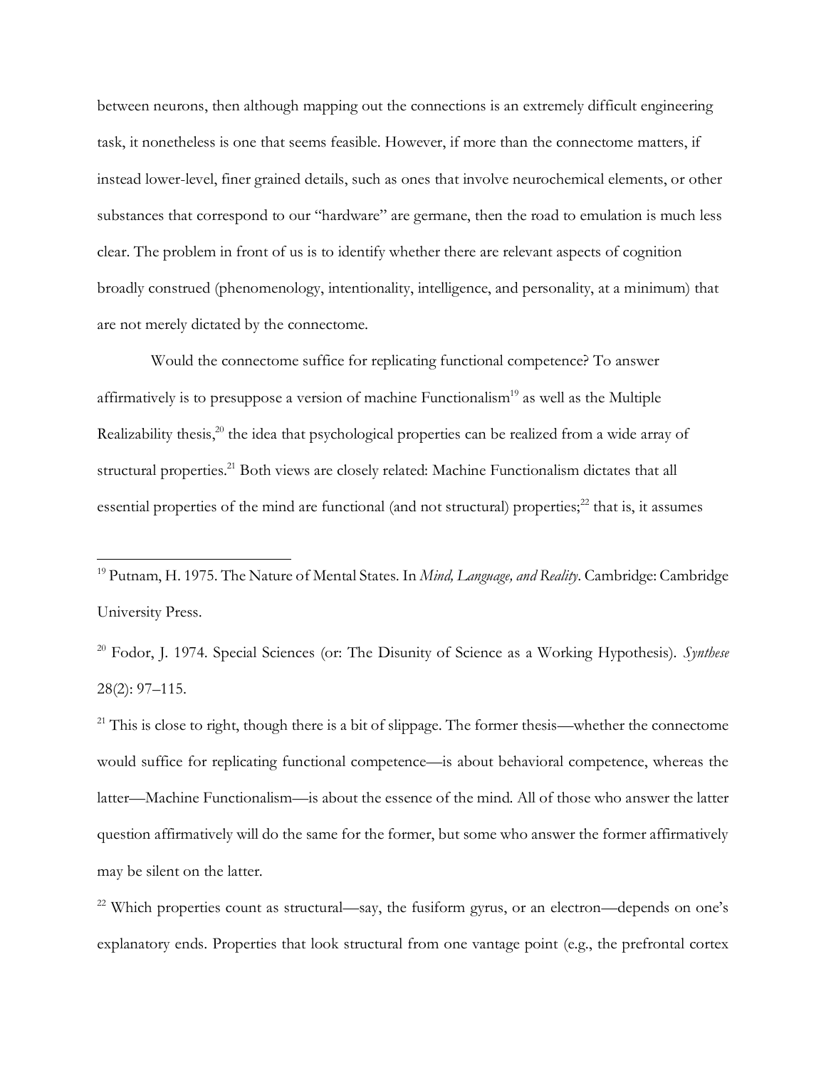between neurons, then although mapping out the connections is an extremely difficult engineering task, it nonetheless is one that seems feasible. However, if more than the connectome matters, if instead lower-level, finer grained details, such as ones that involve neurochemical elements, or other substances that correspond to our "hardware" are germane, then the road to emulation is much less clear. The problem in front of us is to identify whether there are relevant aspects of cognition broadly construed (phenomenology, intentionality, intelligence, and personality, at a minimum) that are not merely dictated by the connectome.

Would the connectome suffice for replicating functional competence? To answer affirmatively is to presuppose a version of machine Functionalism[19] as well as the Multiple Realizability thesis,[20] the idea that psychological properties can be realized from a wide array of structural properties.[21] Both views are closely related: Machine Functionalism dictates that all essential properties of the mind are functional (and not structural) properties;[22] that is, it assumes

---

[19] Putnam, H. 1975. The Nature of Mental States. In *Mind, Language, and Reality*. Cambridge: Cambridge University Press.

[20] Fodor, J. 1974. Special Sciences (or: The Disunity of Science as a Working Hypothesis). *Synthese* 28(2): 97–115.

[21] This is close to right, though there is a bit of slippage. The former thesis—whether the connectome would suffice for replicating functional competence—is about behavioral competence, whereas the latter—Machine Functionalism—is about the essence of the mind. All of those who answer the latter question affirmatively will do the same for the former, but some who answer the former affirmatively may be silent on the latter.

[22] Which properties count as structural—say, the fusiform gyrus, or an electron—depends on one's explanatory ends. Properties that look structural from one vantage point (e.g., the prefrontal cortex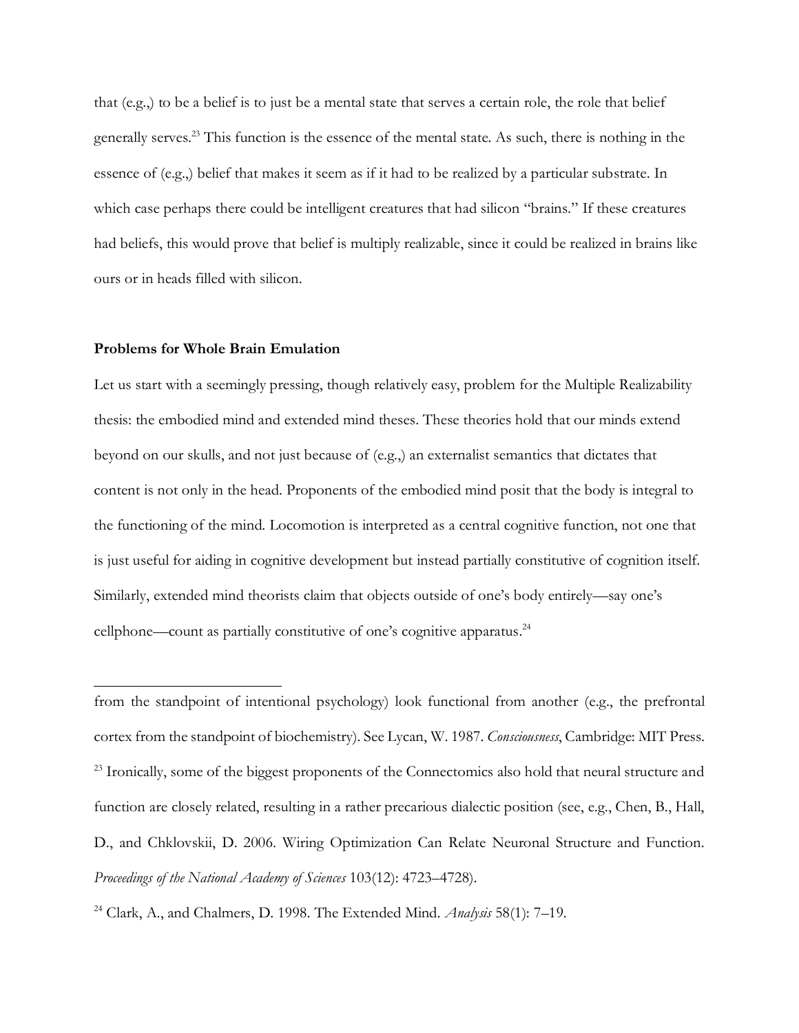that (e.g.,) to be a belief is to just be a mental state that serves a certain role, the role that belief generally serves.[23] This function is the essence of the mental state. As such, there is nothing in the essence of (e.g.,) belief that makes it seem as if it had to be realized by a particular substrate. In which case perhaps there could be intelligent creatures that had silicon "brains." If these creatures had beliefs, this would prove that belief is multiply realizable, since it could be realized in brains like ours or in heads filled with silicon.

**Problems for Whole Brain Emulation**

Let us start with a seemingly pressing, though relatively easy, problem for the Multiple Realizability thesis: the embodied mind and extended mind theses. These theories hold that our minds extend beyond on our skulls, and not just because of (e.g.,) an externalist semantics that dictates that content is not only in the head. Proponents of the embodied mind posit that the body is integral to the functioning of the mind. Locomotion is interpreted as a central cognitive function, not one that is just useful for aiding in cognitive development but instead partially constitutive of cognition itself. Similarly, extended mind theorists claim that objects outside of one's body entirely—say one's cellphone—count as partially constitutive of one's cognitive apparatus.[24]

---

from the standpoint of intentional psychology) look functional from another (e.g., the prefrontal cortex from the standpoint of biochemistry). See Lycan, W. 1987. *Consciousness*, Cambridge: MIT Press.

[23] Ironically, some of the biggest proponents of the Connectomics also hold that neural structure and function are closely related, resulting in a rather precarious dialectic position (see, e.g., Chen, B., Hall, D., and Chklovskii, D. 2006. Wiring Optimization Can Relate Neuronal Structure and Function. *Proceedings of the National Academy of Sciences* 103(12): 4723–4728).

[24] Clark, A., and Chalmers, D. 1998. The Extended Mind. *Analysis* 58(1): 7–19.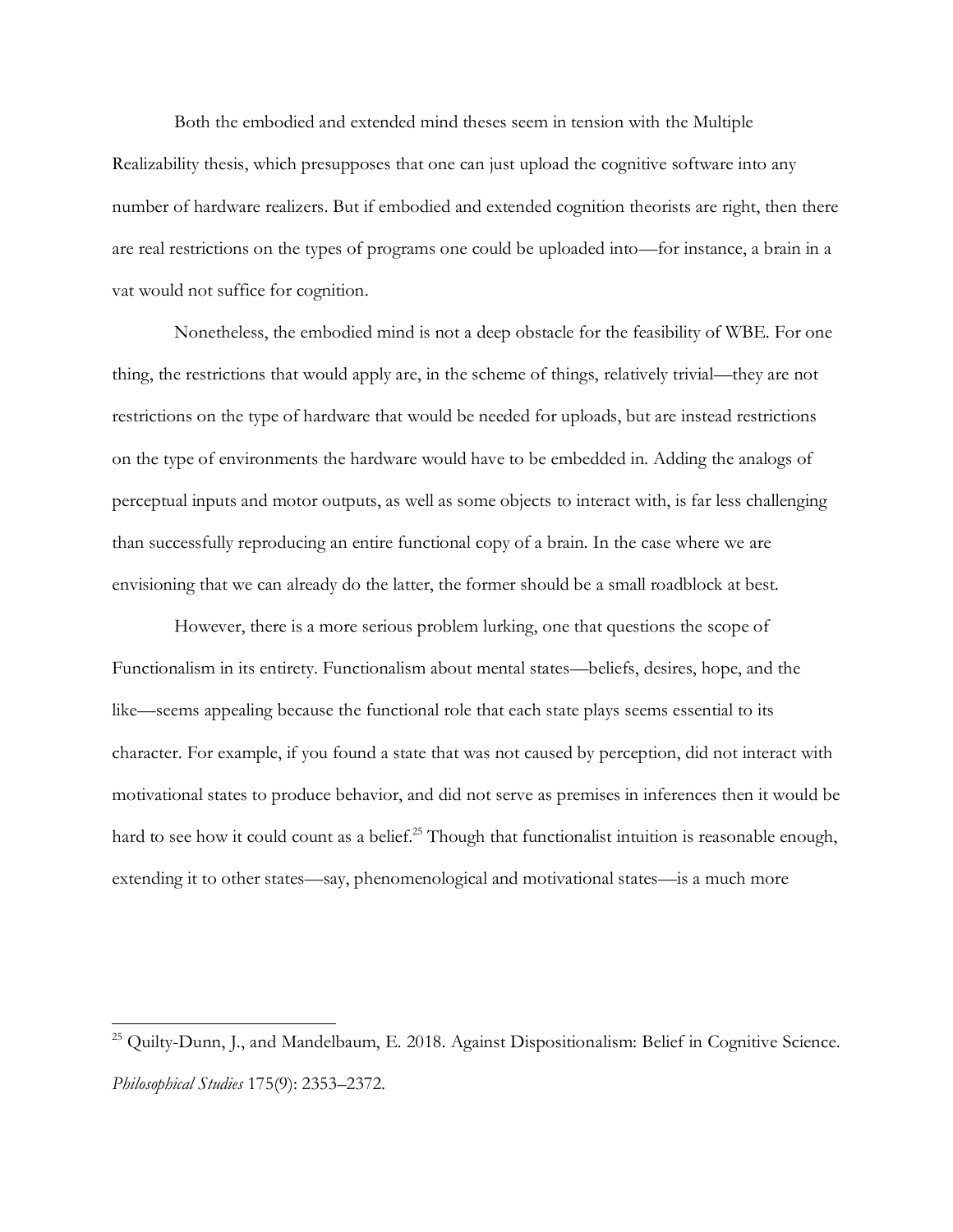Both the embodied and extended mind theses seem in tension with the Multiple Realizability thesis, which presupposes that one can just upload the cognitive software into any number of hardware realizers. But if embodied and extended cognition theorists are right, then there are real restrictions on the types of programs one could be uploaded into—for instance, a brain in a vat would not suffice for cognition.

Nonetheless, the embodied mind is not a deep obstacle for the feasibility of WBE. For one thing, the restrictions that would apply are, in the scheme of things, relatively trivial—they are not restrictions on the type of hardware that would be needed for uploads, but are instead restrictions on the type of environments the hardware would have to be embedded in. Adding the analogs of perceptual inputs and motor outputs, as well as some objects to interact with, is far less challenging than successfully reproducing an entire functional copy of a brain. In the case where we are envisioning that we can already do the latter, the former should be a small roadblock at best.

However, there is a more serious problem lurking, one that questions the scope of Functionalism in its entirety. Functionalism about mental states—beliefs, desires, hope, and the like—seems appealing because the functional role that each state plays seems essential to its character. For example, if you found a state that was not caused by perception, did not interact with motivational states to produce behavior, and did not serve as premises in inferences then it would be hard to see how it could count as a belief.[25] Though that functionalist intuition is reasonable enough, extending it to other states—say, phenomenological and motivational states—is a much more

---

[25] Quilty-Dunn, J., and Mandelbaum, E. 2018. Against Dispositionalism: Belief in Cognitive Science. *Philosophical Studies* 175(9): 2353–2372.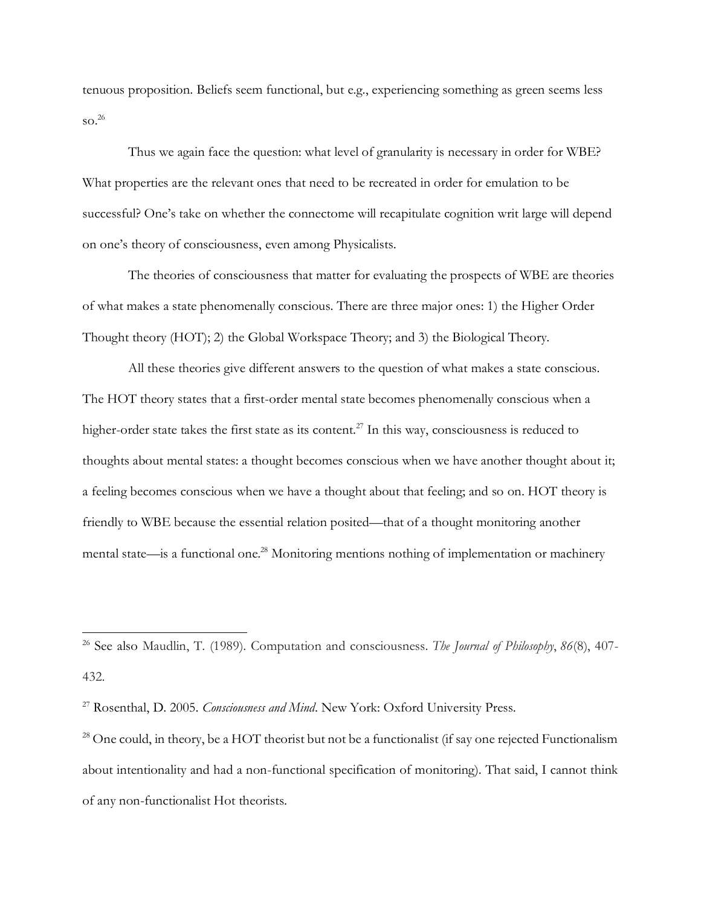tenuous proposition. Beliefs seem functional, but e.g., experiencing something as green seems less so.[26]

Thus we again face the question: what level of granularity is necessary in order for WBE? What properties are the relevant ones that need to be recreated in order for emulation to be successful? One's take on whether the connectome will recapitulate cognition writ large will depend on one's theory of consciousness, even among Physicalists.

The theories of consciousness that matter for evaluating the prospects of WBE are theories of what makes a state phenomenally conscious. There are three major ones: 1) the Higher Order Thought theory (HOT); 2) the Global Workspace Theory; and 3) the Biological Theory.

All these theories give different answers to the question of what makes a state conscious. The HOT theory states that a first-order mental state becomes phenomenally conscious when a higher-order state takes the first state as its content.[27] In this way, consciousness is reduced to thoughts about mental states: a thought becomes conscious when we have another thought about it; a feeling becomes conscious when we have a thought about that feeling; and so on. HOT theory is friendly to WBE because the essential relation posited—that of a thought monitoring another mental state—is a functional one.[28] Monitoring mentions nothing of implementation or machinery

---

[26] See also Maudlin, T. (1989). Computation and consciousness. *The Journal of Philosophy*, *86*(8), 407-432.

[27] Rosenthal, D. 2005. *Consciousness and Mind*. New York: Oxford University Press.

[28] One could, in theory, be a HOT theorist but not be a functionalist (if say one rejected Functionalism about intentionality and had a non-functional specification of monitoring). That said, I cannot think of any non-functionalist Hot theorists.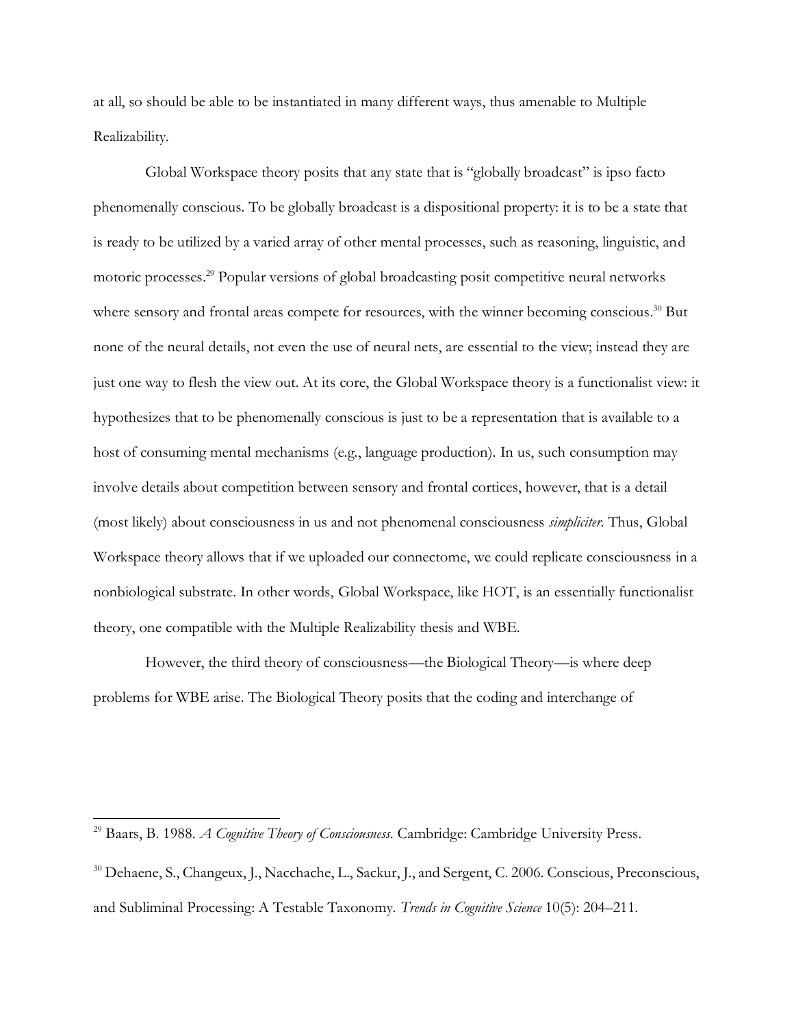at all, so should be able to be instantiated in many different ways, thus amenable to Multiple Realizability.

Global Workspace theory posits that any state that is "globally broadcast" is ipso facto phenomenally conscious. To be globally broadcast is a dispositional property: it is to be a state that is ready to be utilized by a varied array of other mental processes, such as reasoning, linguistic, and motoric processes.[29] Popular versions of global broadcasting posit competitive neural networks where sensory and frontal areas compete for resources, with the winner becoming conscious.[30] But none of the neural details, not even the use of neural nets, are essential to the view; instead they are just one way to flesh the view out. At its core, the Global Workspace theory is a functionalist view: it hypothesizes that to be phenomenally conscious is just to be a representation that is available to a host of consuming mental mechanisms (e.g., language production). In us, such consumption may involve details about competition between sensory and frontal cortices, however, that is a detail (most likely) about consciousness in us and not phenomenal consciousness *simpliciter*. Thus, Global Workspace theory allows that if we uploaded our connectome, we could replicate consciousness in a nonbiological substrate. In other words, Global Workspace, like HOT, is an essentially functionalist theory, one compatible with the Multiple Realizability thesis and WBE.

However, the third theory of consciousness—the Biological Theory—is where deep problems for WBE arise. The Biological Theory posits that the coding and interchange of

---

[29] Baars, B. 1988. *A Cognitive Theory of Consciousness.* Cambridge: Cambridge University Press.

[30] Dehaene, S., Changeux, J., Nacchache, L., Sackur, J., and Sergent, C. 2006. Conscious, Preconscious, and Subliminal Processing: A Testable Taxonomy. *Trends in Cognitive Science* 10(5): 204–211.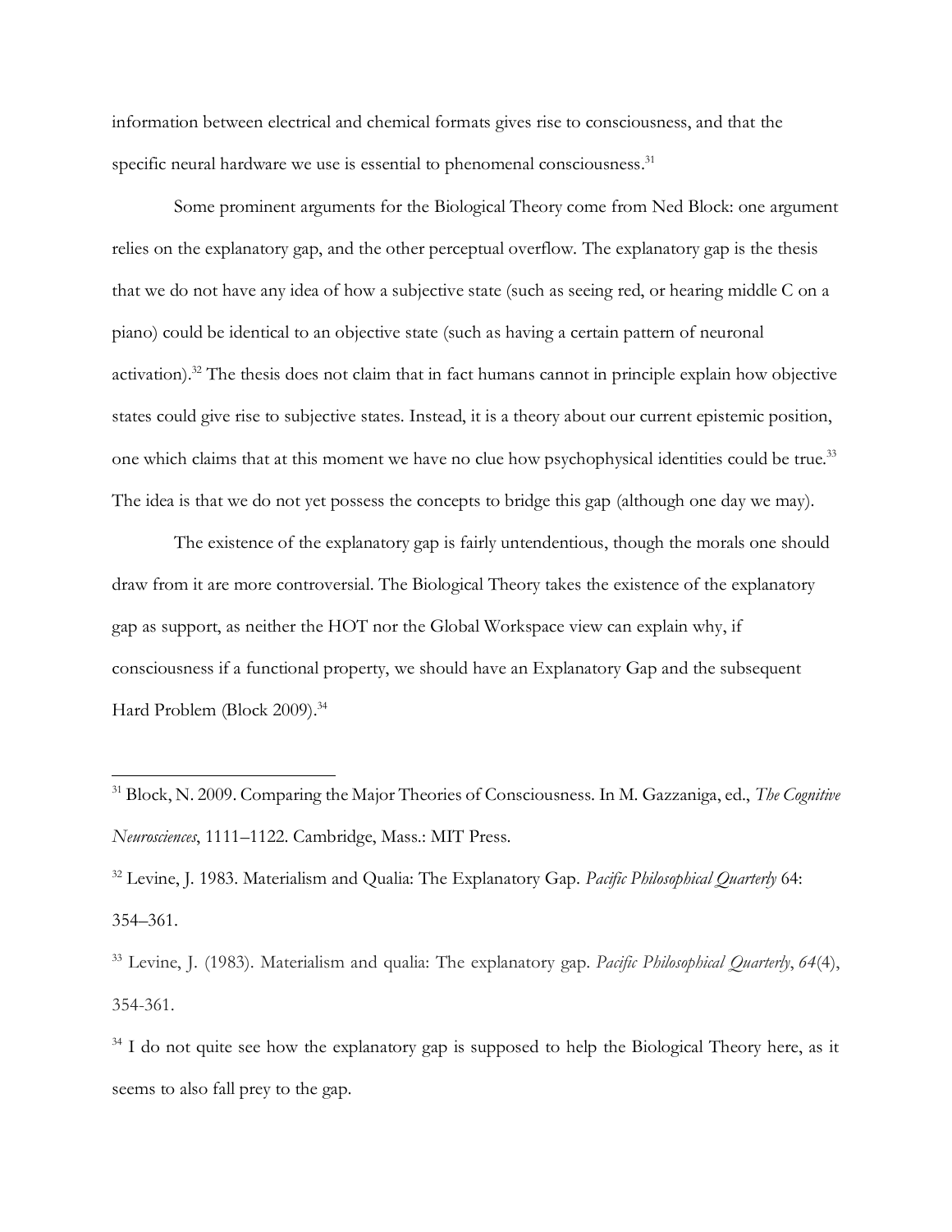information between electrical and chemical formats gives rise to consciousness, and that the specific neural hardware we use is essential to phenomenal consciousness.[31]

Some prominent arguments for the Biological Theory come from Ned Block: one argument relies on the explanatory gap, and the other perceptual overflow. The explanatory gap is the thesis that we do not have any idea of how a subjective state (such as seeing red, or hearing middle C on a piano) could be identical to an objective state (such as having a certain pattern of neuronal activation).[32] The thesis does not claim that in fact humans cannot in principle explain how objective states could give rise to subjective states. Instead, it is a theory about our current epistemic position, one which claims that at this moment we have no clue how psychophysical identities could be true.[33] The idea is that we do not yet possess the concepts to bridge this gap (although one day we may).

The existence of the explanatory gap is fairly untendentious, though the morals one should draw from it are more controversial. The Biological Theory takes the existence of the explanatory gap as support, as neither the HOT nor the Global Workspace view can explain why, if consciousness if a functional property, we should have an Explanatory Gap and the subsequent Hard Problem (Block 2009).[34]

---

[31] Block, N. 2009. Comparing the Major Theories of Consciousness. In M. Gazzaniga, ed., *The Cognitive Neurosciences*, 1111–1122. Cambridge, Mass.: MIT Press.

[32] Levine, J. 1983. Materialism and Qualia: The Explanatory Gap. *Pacific Philosophical Quarterly* 64: 354–361.

[33] Levine, J. (1983). Materialism and qualia: The explanatory gap. *Pacific Philosophical Quarterly*, *64*(4), 354-361.

[34] I do not quite see how the explanatory gap is supposed to help the Biological Theory here, as it seems to also fall prey to the gap.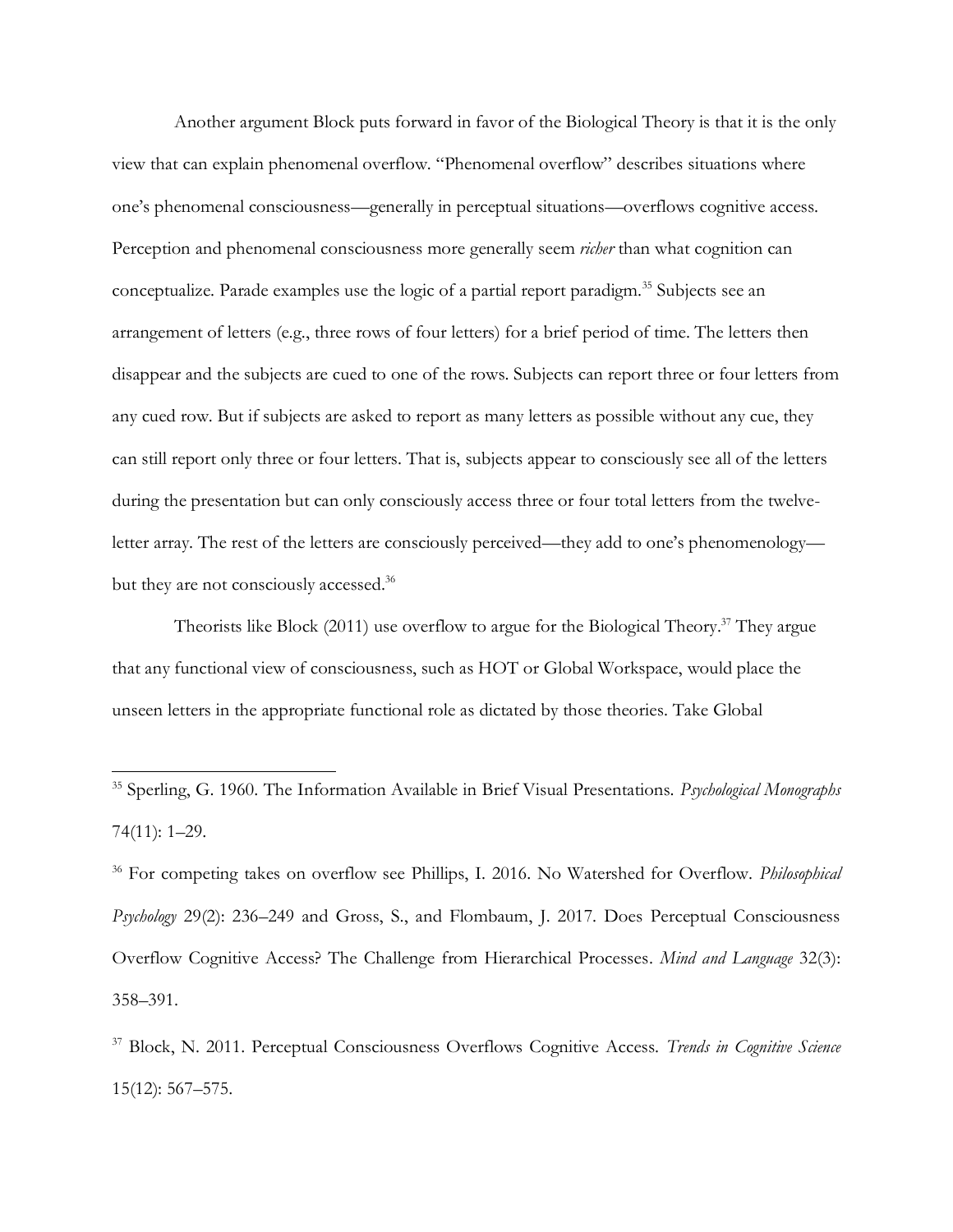Another argument Block puts forward in favor of the Biological Theory is that it is the only view that can explain phenomenal overflow. "Phenomenal overflow" describes situations where one's phenomenal consciousness—generally in perceptual situations—overflows cognitive access. Perception and phenomenal consciousness more generally seem *richer* than what cognition can conceptualize. Parade examples use the logic of a partial report paradigm.[35] Subjects see an arrangement of letters (e.g., three rows of four letters) for a brief period of time. The letters then disappear and the subjects are cued to one of the rows. Subjects can report three or four letters from any cued row. But if subjects are asked to report as many letters as possible without any cue, they can still report only three or four letters. That is, subjects appear to consciously see all of the letters during the presentation but can only consciously access three or four total letters from the twelve-letter array. The rest of the letters are consciously perceived—they add to one's phenomenology—but they are not consciously accessed.[36]

Theorists like Block (2011) use overflow to argue for the Biological Theory.[37] They argue that any functional view of consciousness, such as HOT or Global Workspace, would place the unseen letters in the appropriate functional role as dictated by those theories. Take Global

---

[35] Sperling, G. 1960. The Information Available in Brief Visual Presentations. *Psychological Monographs* 74(11): 1–29.

[36] For competing takes on overflow see Phillips, I. 2016. No Watershed for Overflow. *Philosophical Psychology* 29(2): 236–249 and Gross, S., and Flombaum, J. 2017. Does Perceptual Consciousness Overflow Cognitive Access? The Challenge from Hierarchical Processes. *Mind and Language* 32(3): 358–391.

[37] Block, N. 2011. Perceptual Consciousness Overflows Cognitive Access. *Trends in Cognitive Science* 15(12): 567–575.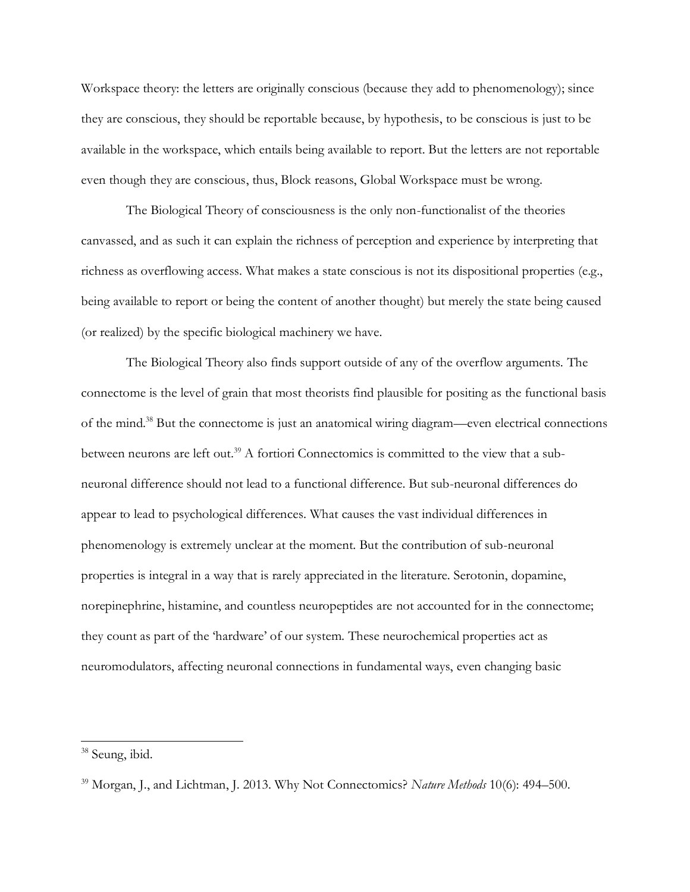Workspace theory: the letters are originally conscious (because they add to phenomenology); since they are conscious, they should be reportable because, by hypothesis, to be conscious is just to be available in the workspace, which entails being available to report. But the letters are not reportable even though they are conscious, thus, Block reasons, Global Workspace must be wrong.

The Biological Theory of consciousness is the only non-functionalist of the theories canvassed, and as such it can explain the richness of perception and experience by interpreting that richness as overflowing access. What makes a state conscious is not its dispositional properties (e.g., being available to report or being the content of another thought) but merely the state being caused (or realized) by the specific biological machinery we have.

The Biological Theory also finds support outside of any of the overflow arguments. The connectome is the level of grain that most theorists find plausible for positing as the functional basis of the mind.[38] But the connectome is just an anatomical wiring diagram—even electrical connections between neurons are left out.[39] A fortiori Connectomics is committed to the view that a sub-neuronal difference should not lead to a functional difference. But sub-neuronal differences do appear to lead to psychological differences. What causes the vast individual differences in phenomenology is extremely unclear at the moment. But the contribution of sub-neuronal properties is integral in a way that is rarely appreciated in the literature. Serotonin, dopamine, norepinephrine, histamine, and countless neuropeptides are not accounted for in the connectome; they count as part of the 'hardware' of our system. These neurochemical properties act as neuromodulators, affecting neuronal connections in fundamental ways, even changing basic

---

[38] Seung, ibid.

[39] Morgan, J., and Lichtman, J. 2013. Why Not Connectomics? *Nature Methods* 10(6): 494–500.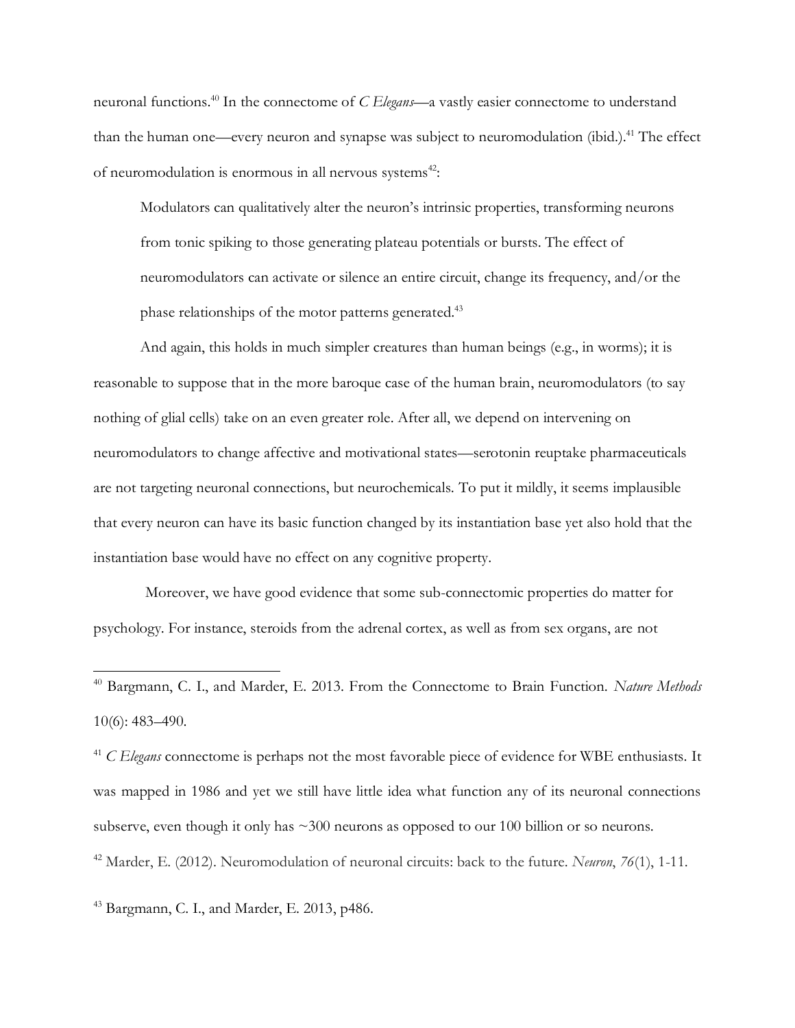neuronal functions.[40] In the connectome of *C Elegans*—a vastly easier connectome to understand than the human one—every neuron and synapse was subject to neuromodulation (ibid.).[41] The effect of neuromodulation is enormous in all nervous systems[42]:

> Modulators can qualitatively alter the neuron's intrinsic properties, transforming neurons from tonic spiking to those generating plateau potentials or bursts. The effect of neuromodulators can activate or silence an entire circuit, change its frequency, and/or the phase relationships of the motor patterns generated.[43]

And again, this holds in much simpler creatures than human beings (e.g., in worms); it is reasonable to suppose that in the more baroque case of the human brain, neuromodulators (to say nothing of glial cells) take on an even greater role. After all, we depend on intervening on neuromodulators to change affective and motivational states—serotonin reuptake pharmaceuticals are not targeting neuronal connections, but neurochemicals. To put it mildly, it seems implausible that every neuron can have its basic function changed by its instantiation base yet also hold that the instantiation base would have no effect on any cognitive property.

Moreover, we have good evidence that some sub-connectomic properties do matter for psychology. For instance, steroids from the adrenal cortex, as well as from sex organs, are not

---

[40] Bargmann, C. I., and Marder, E. 2013. From the Connectome to Brain Function. *Nature Methods* 10(6): 483–490.

[41] *C Elegans* connectome is perhaps not the most favorable piece of evidence for WBE enthusiasts. It was mapped in 1986 and yet we still have little idea what function any of its neuronal connections subserve, even though it only has ~300 neurons as opposed to our 100 billion or so neurons.

[42] Marder, E. (2012). Neuromodulation of neuronal circuits: back to the future. *Neuron*, *76*(1), 1-11.

[43] Bargmann, C. I., and Marder, E. 2013, p486.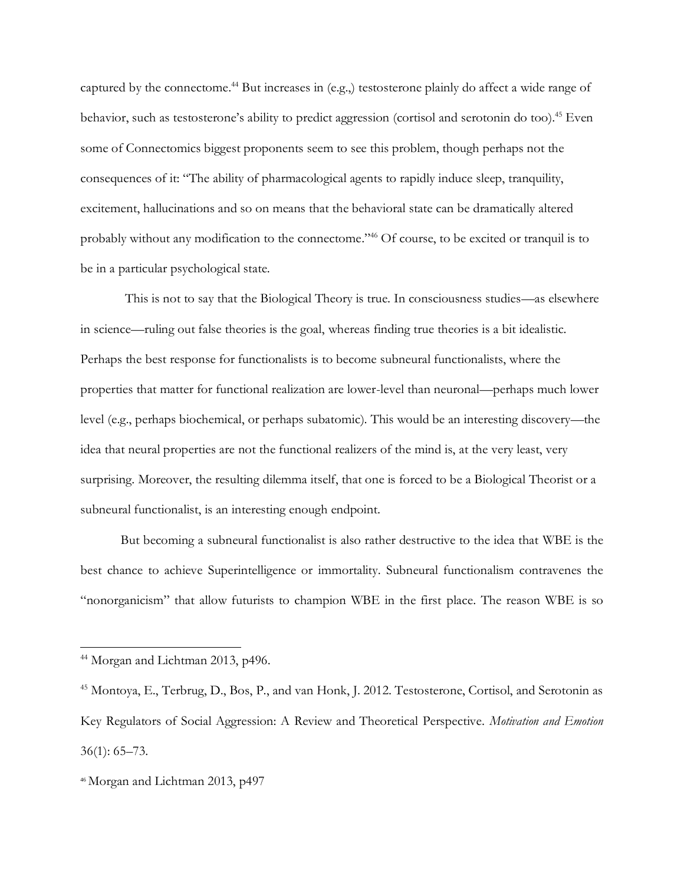captured by the connectome.[44] But increases in (e.g.,) testosterone plainly do affect a wide range of behavior, such as testosterone's ability to predict aggression (cortisol and serotonin do too).[45] Even some of Connectomics biggest proponents seem to see this problem, though perhaps not the consequences of it: "The ability of pharmacological agents to rapidly induce sleep, tranquility, excitement, hallucinations and so on means that the behavioral state can be dramatically altered probably without any modification to the connectome."[46] Of course, to be excited or tranquil is to be in a particular psychological state.

This is not to say that the Biological Theory is true. In consciousness studies—as elsewhere in science—ruling out false theories is the goal, whereas finding true theories is a bit idealistic. Perhaps the best response for functionalists is to become subneural functionalists, where the properties that matter for functional realization are lower-level than neuronal—perhaps much lower level (e.g., perhaps biochemical, or perhaps subatomic). This would be an interesting discovery—the idea that neural properties are not the functional realizers of the mind is, at the very least, very surprising. Moreover, the resulting dilemma itself, that one is forced to be a Biological Theorist or a subneural functionalist, is an interesting enough endpoint.

But becoming a subneural functionalist is also rather destructive to the idea that WBE is the best chance to achieve Superintelligence or immortality. Subneural functionalism contravenes the "nonorganicism" that allow futurists to champion WBE in the first place. The reason WBE is so

---

[44] Morgan and Lichtman 2013, p496.

[45] Montoya, E., Terbrug, D., Bos, P., and van Honk, J. 2012. Testosterone, Cortisol, and Serotonin as Key Regulators of Social Aggression: A Review and Theoretical Perspective. *Motivation and Emotion* 36(1): 65–73.

[46] Morgan and Lichtman 2013, p497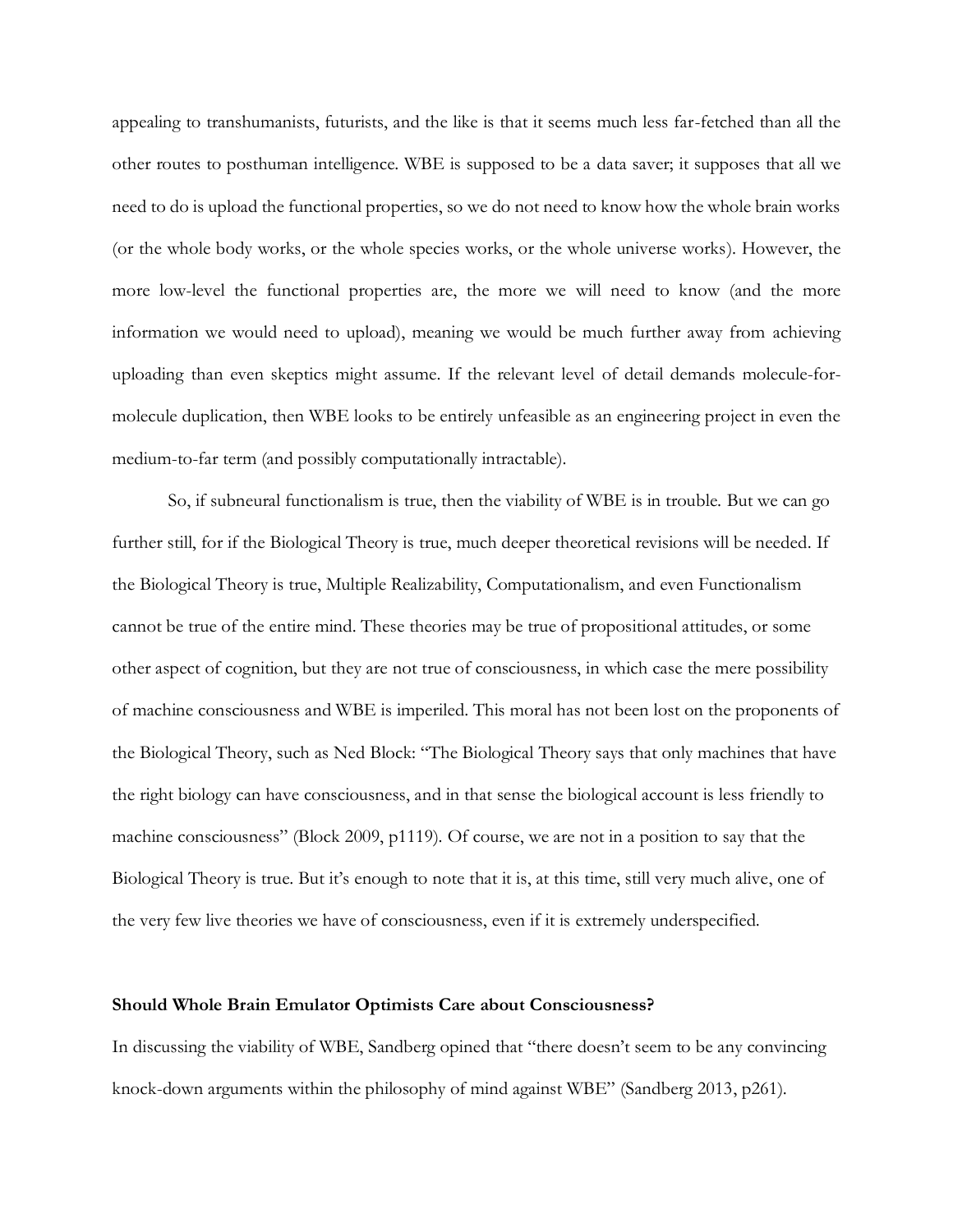appealing to transhumanists, futurists, and the like is that it seems much less far-fetched than all the other routes to posthuman intelligence. WBE is supposed to be a data saver; it supposes that all we need to do is upload the functional properties, so we do not need to know how the whole brain works (or the whole body works, or the whole species works, or the whole universe works). However, the more low-level the functional properties are, the more we will need to know (and the more information we would need to upload), meaning we would be much further away from achieving uploading than even skeptics might assume. If the relevant level of detail demands molecule-for-molecule duplication, then WBE looks to be entirely unfeasible as an engineering project in even the medium-to-far term (and possibly computationally intractable).

So, if subneural functionalism is true, then the viability of WBE is in trouble. But we can go further still, for if the Biological Theory is true, much deeper theoretical revisions will be needed. If the Biological Theory is true, Multiple Realizability, Computationalism, and even Functionalism cannot be true of the entire mind. These theories may be true of propositional attitudes, or some other aspect of cognition, but they are not true of consciousness, in which case the mere possibility of machine consciousness and WBE is imperiled. This moral has not been lost on the proponents of the Biological Theory, such as Ned Block: "The Biological Theory says that only machines that have the right biology can have consciousness, and in that sense the biological account is less friendly to machine consciousness" (Block 2009, p1119). Of course, we are not in a position to say that the Biological Theory is true. But it's enough to note that it is, at this time, still very much alive, one of the very few live theories we have of consciousness, even if it is extremely underspecified.

**Should Whole Brain Emulator Optimists Care about Consciousness?**

In discussing the viability of WBE, Sandberg opined that "there doesn't seem to be any convincing knock-down arguments within the philosophy of mind against WBE" (Sandberg 2013, p261).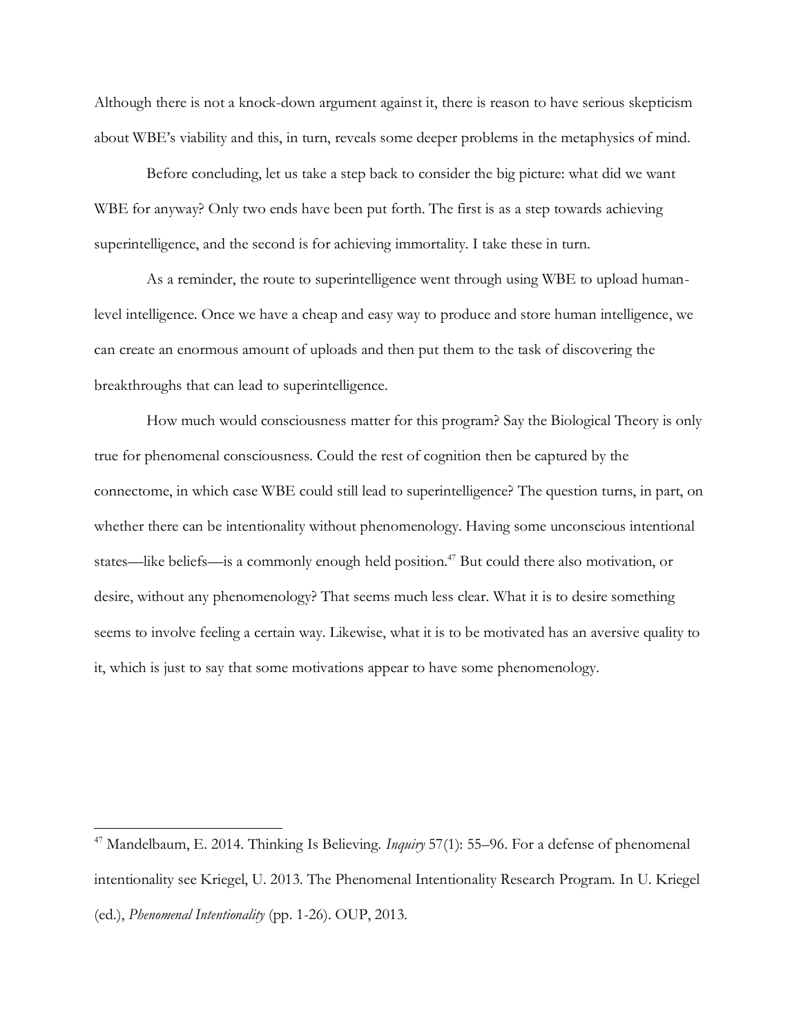Although there is not a knock-down argument against it, there is reason to have serious skepticism about WBE's viability and this, in turn, reveals some deeper problems in the metaphysics of mind.

Before concluding, let us take a step back to consider the big picture: what did we want WBE for anyway? Only two ends have been put forth. The first is as a step towards achieving superintelligence, and the second is for achieving immortality. I take these in turn.

As a reminder, the route to superintelligence went through using WBE to upload human-level intelligence. Once we have a cheap and easy way to produce and store human intelligence, we can create an enormous amount of uploads and then put them to the task of discovering the breakthroughs that can lead to superintelligence.

How much would consciousness matter for this program? Say the Biological Theory is only true for phenomenal consciousness. Could the rest of cognition then be captured by the connectome, in which case WBE could still lead to superintelligence? The question turns, in part, on whether there can be intentionality without phenomenology. Having some unconscious intentional states—like beliefs—is a commonly enough held position.[47] But could there also motivation, or desire, without any phenomenology? That seems much less clear. What it is to desire something seems to involve feeling a certain way. Likewise, what it is to be motivated has an aversive quality to it, which is just to say that some motivations appear to have some phenomenology.

---

[47] Mandelbaum, E. 2014. Thinking Is Believing. *Inquiry* 57(1): 55–96. For a defense of phenomenal intentionality see Kriegel, U. 2013. The Phenomenal Intentionality Research Program. In U. Kriegel (ed.), *Phenomenal Intentionality* (pp. 1-26). OUP, 2013.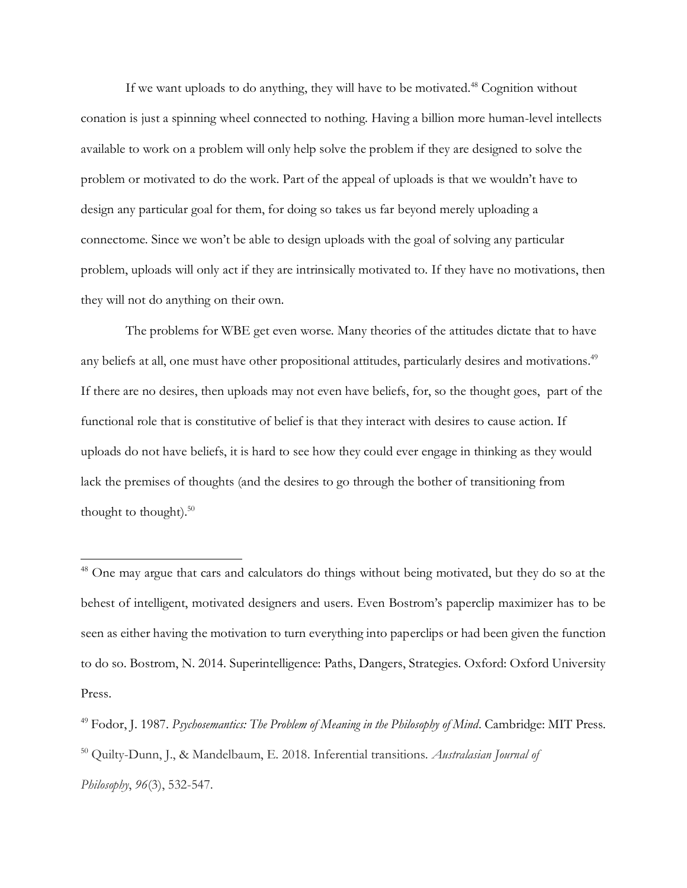If we want uploads to do anything, they will have to be motivated.[48] Cognition without conation is just a spinning wheel connected to nothing. Having a billion more human-level intellects available to work on a problem will only help solve the problem if they are designed to solve the problem or motivated to do the work. Part of the appeal of uploads is that we wouldn't have to design any particular goal for them, for doing so takes us far beyond merely uploading a connectome. Since we won't be able to design uploads with the goal of solving any particular problem, uploads will only act if they are intrinsically motivated to. If they have no motivations, then they will not do anything on their own.

The problems for WBE get even worse. Many theories of the attitudes dictate that to have any beliefs at all, one must have other propositional attitudes, particularly desires and motivations.[49] If there are no desires, then uploads may not even have beliefs, for, so the thought goes, part of the functional role that is constitutive of belief is that they interact with desires to cause action. If uploads do not have beliefs, it is hard to see how they could ever engage in thinking as they would lack the premises of thoughts (and the desires to go through the bother of transitioning from thought to thought).[50]

---

[48] One may argue that cars and calculators do things without being motivated, but they do so at the behest of intelligent, motivated designers and users. Even Bostrom's paperclip maximizer has to be seen as either having the motivation to turn everything into paperclips or had been given the function to do so. Bostrom, N. 2014. Superintelligence: Paths, Dangers, Strategies. Oxford: Oxford University Press.

[49] Fodor, J. 1987. *Psychosemantics: The Problem of Meaning in the Philosophy of Mind*. Cambridge: MIT Press.

[50] Quilty-Dunn, J., & Mandelbaum, E. 2018. Inferential transitions. *Australasian Journal of Philosophy*, *96*(3), 532-547.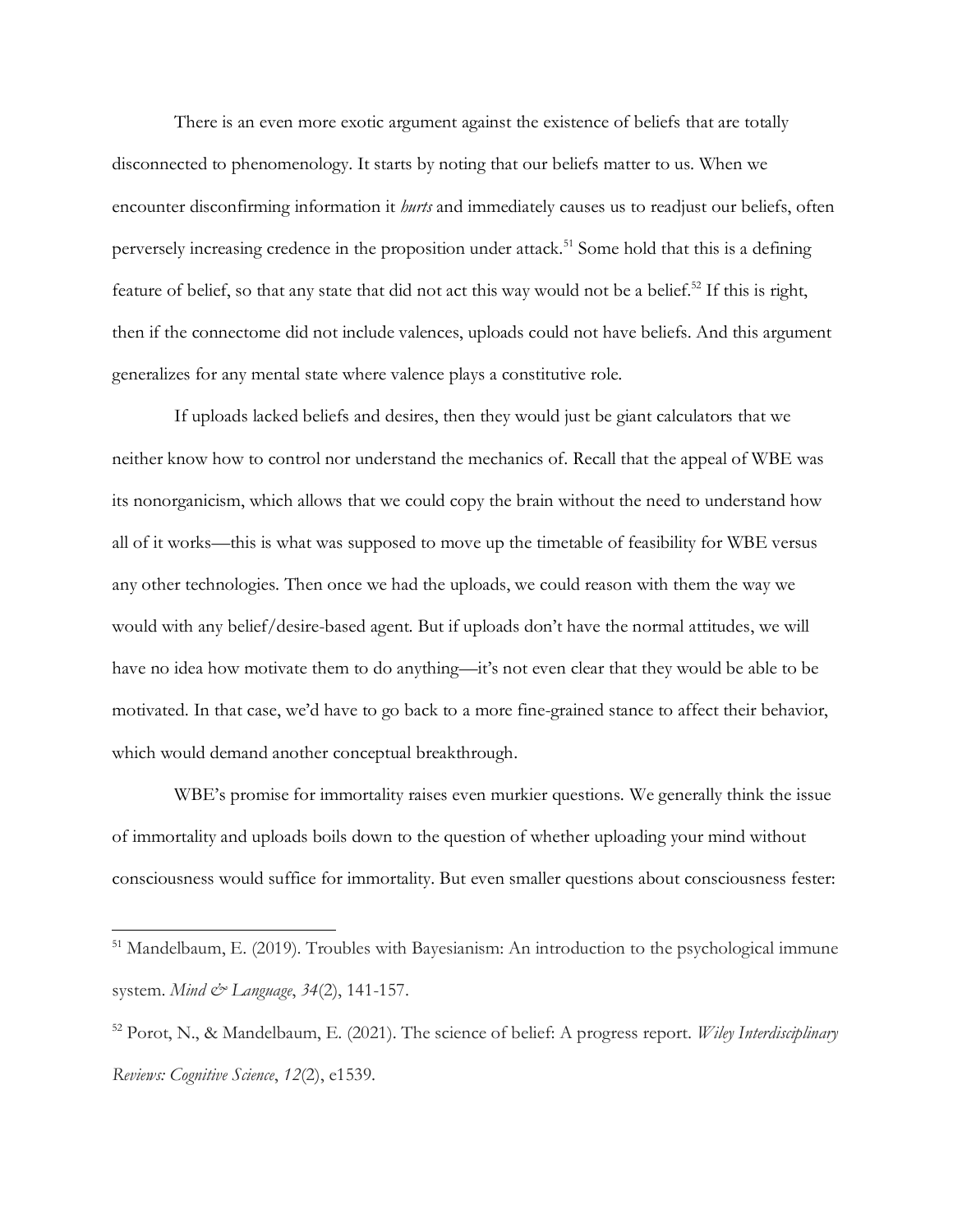There is an even more exotic argument against the existence of beliefs that are totally disconnected to phenomenology. It starts by noting that our beliefs matter to us. When we encounter disconfirming information it *hurts* and immediately causes us to readjust our beliefs, often perversely increasing credence in the proposition under attack.[51] Some hold that this is a defining feature of belief, so that any state that did not act this way would not be a belief.[52] If this is right, then if the connectome did not include valences, uploads could not have beliefs. And this argument generalizes for any mental state where valence plays a constitutive role.

If uploads lacked beliefs and desires, then they would just be giant calculators that we neither know how to control nor understand the mechanics of. Recall that the appeal of WBE was its nonorganicism, which allows that we could copy the brain without the need to understand how all of it works—this is what was supposed to move up the timetable of feasibility for WBE versus any other technologies. Then once we had the uploads, we could reason with them the way we would with any belief/desire-based agent. But if uploads don't have the normal attitudes, we will have no idea how motivate them to do anything—it's not even clear that they would be able to be motivated. In that case, we'd have to go back to a more fine-grained stance to affect their behavior, which would demand another conceptual breakthrough.

WBE's promise for immortality raises even murkier questions. We generally think the issue of immortality and uploads boils down to the question of whether uploading your mind without consciousness would suffice for immortality. But even smaller questions about consciousness fester:

---

[51] Mandelbaum, E. (2019). Troubles with Bayesianism: An introduction to the psychological immune system. *Mind & Language*, *34*(2), 141-157.

[52] Porot, N., & Mandelbaum, E. (2021). The science of belief: A progress report. *Wiley Interdisciplinary Reviews: Cognitive Science*, *12*(2), e1539.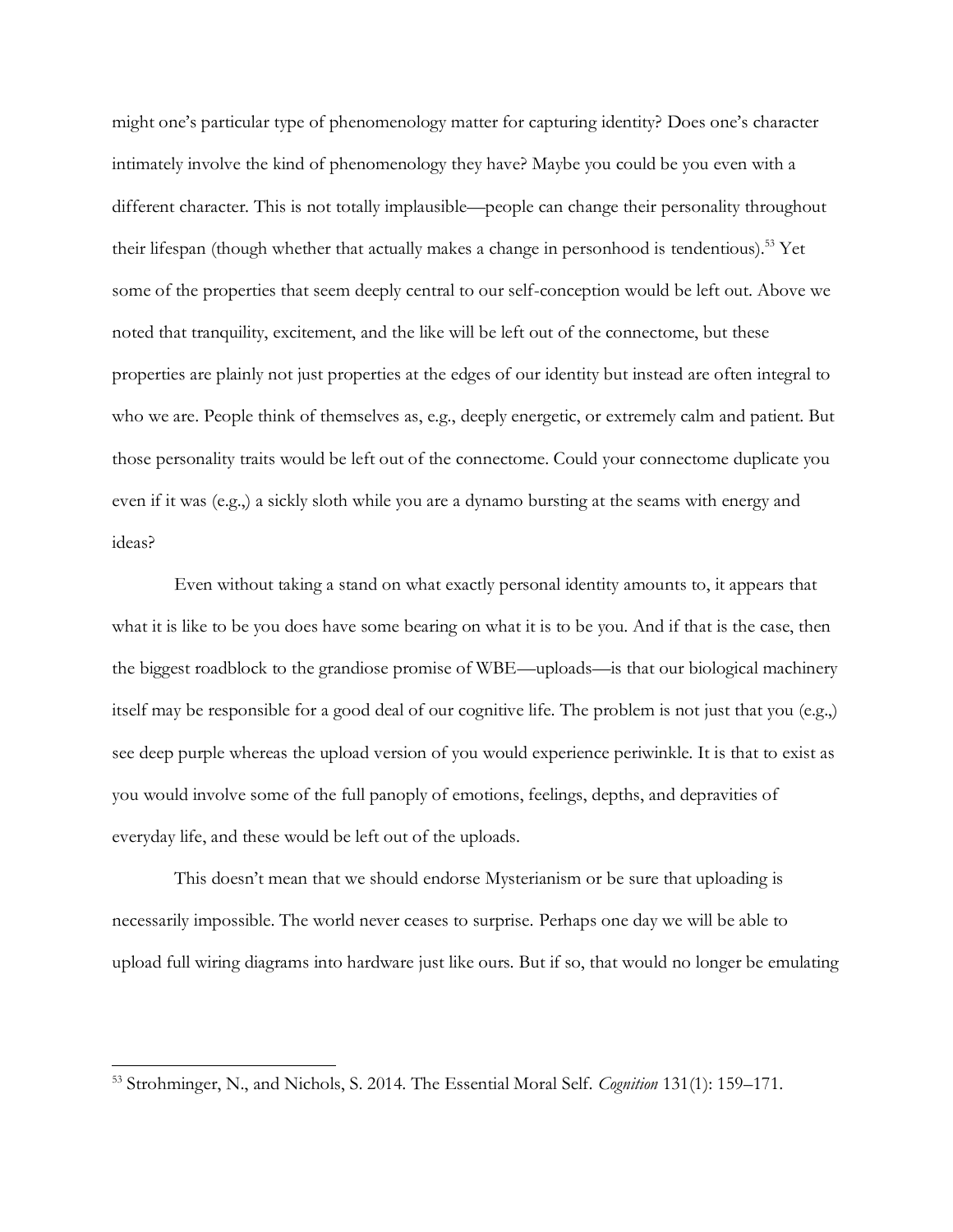might one's particular type of phenomenology matter for capturing identity? Does one's character intimately involve the kind of phenomenology they have? Maybe you could be you even with a different character. This is not totally implausible—people can change their personality throughout their lifespan (though whether that actually makes a change in personhood is tendentious).[53] Yet some of the properties that seem deeply central to our self-conception would be left out. Above we noted that tranquility, excitement, and the like will be left out of the connectome, but these properties are plainly not just properties at the edges of our identity but instead are often integral to who we are. People think of themselves as, e.g., deeply energetic, or extremely calm and patient. But those personality traits would be left out of the connectome. Could your connectome duplicate you even if it was (e.g.,) a sickly sloth while you are a dynamo bursting at the seams with energy and ideas?

Even without taking a stand on what exactly personal identity amounts to, it appears that what it is like to be you does have some bearing on what it is to be you. And if that is the case, then the biggest roadblock to the grandiose promise of WBE—uploads—is that our biological machinery itself may be responsible for a good deal of our cognitive life. The problem is not just that you (e.g.,) see deep purple whereas the upload version of you would experience periwinkle. It is that to exist as you would involve some of the full panoply of emotions, feelings, depths, and depravities of everyday life, and these would be left out of the uploads.

This doesn't mean that we should endorse Mysterianism or be sure that uploading is necessarily impossible. The world never ceases to surprise. Perhaps one day we will be able to upload full wiring diagrams into hardware just like ours. But if so, that would no longer be emulating

---

[53] Strohminger, N., and Nichols, S. 2014. The Essential Moral Self. *Cognition* 131(1): 159–171.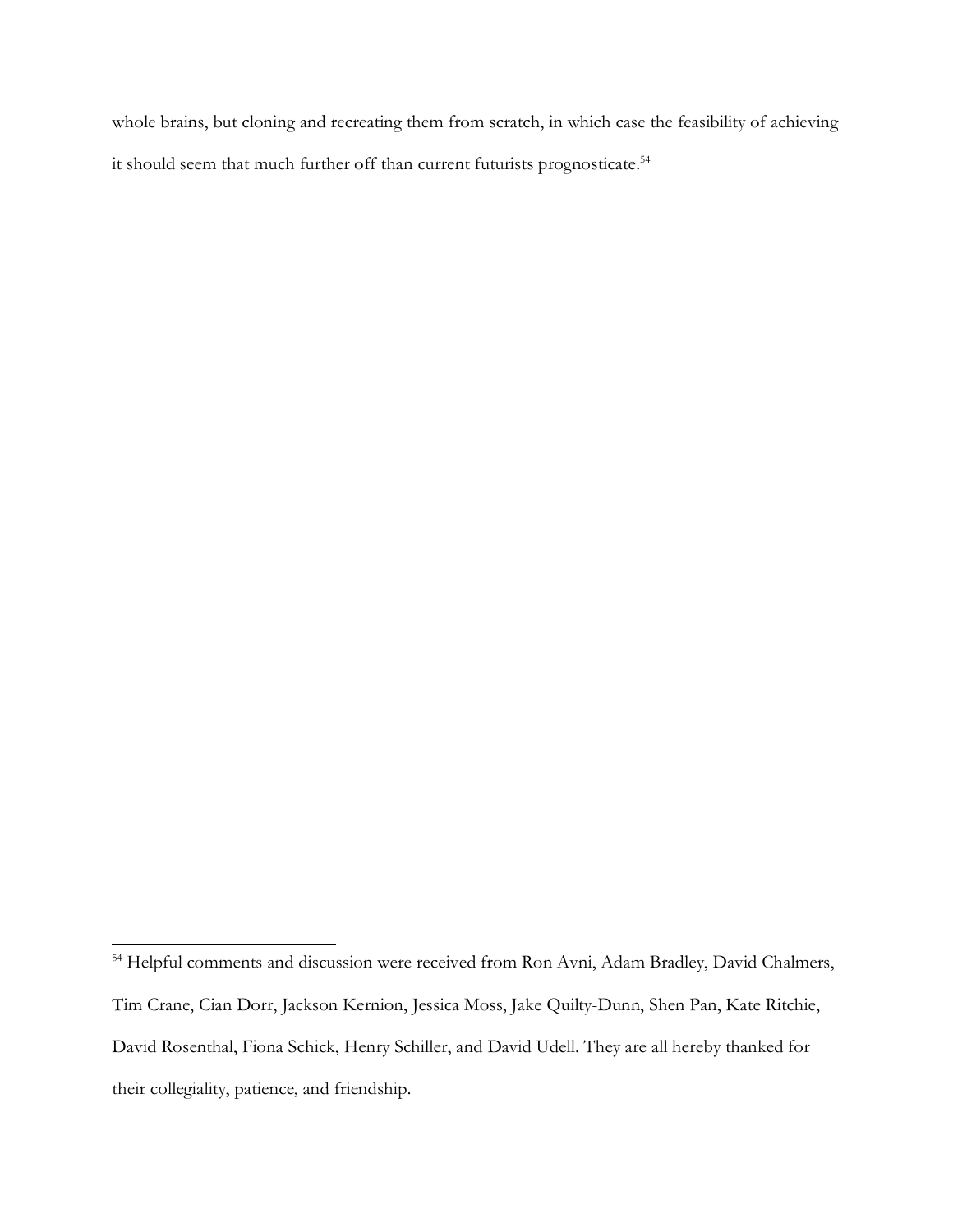whole brains, but cloning and recreating them from scratch, in which case the feasibility of achieving it should seem that much further off than current futurists prognosticate.[54]

---

[54] Helpful comments and discussion were received from Ron Avni, Adam Bradley, David Chalmers, Tim Crane, Cian Dorr, Jackson Kernion, Jessica Moss, Jake Quilty-Dunn, Shen Pan, Kate Ritchie, David Rosenthal, Fiona Schick, Henry Schiller, and David Udell. They are all hereby thanked for their collegiality, patience, and friendship.